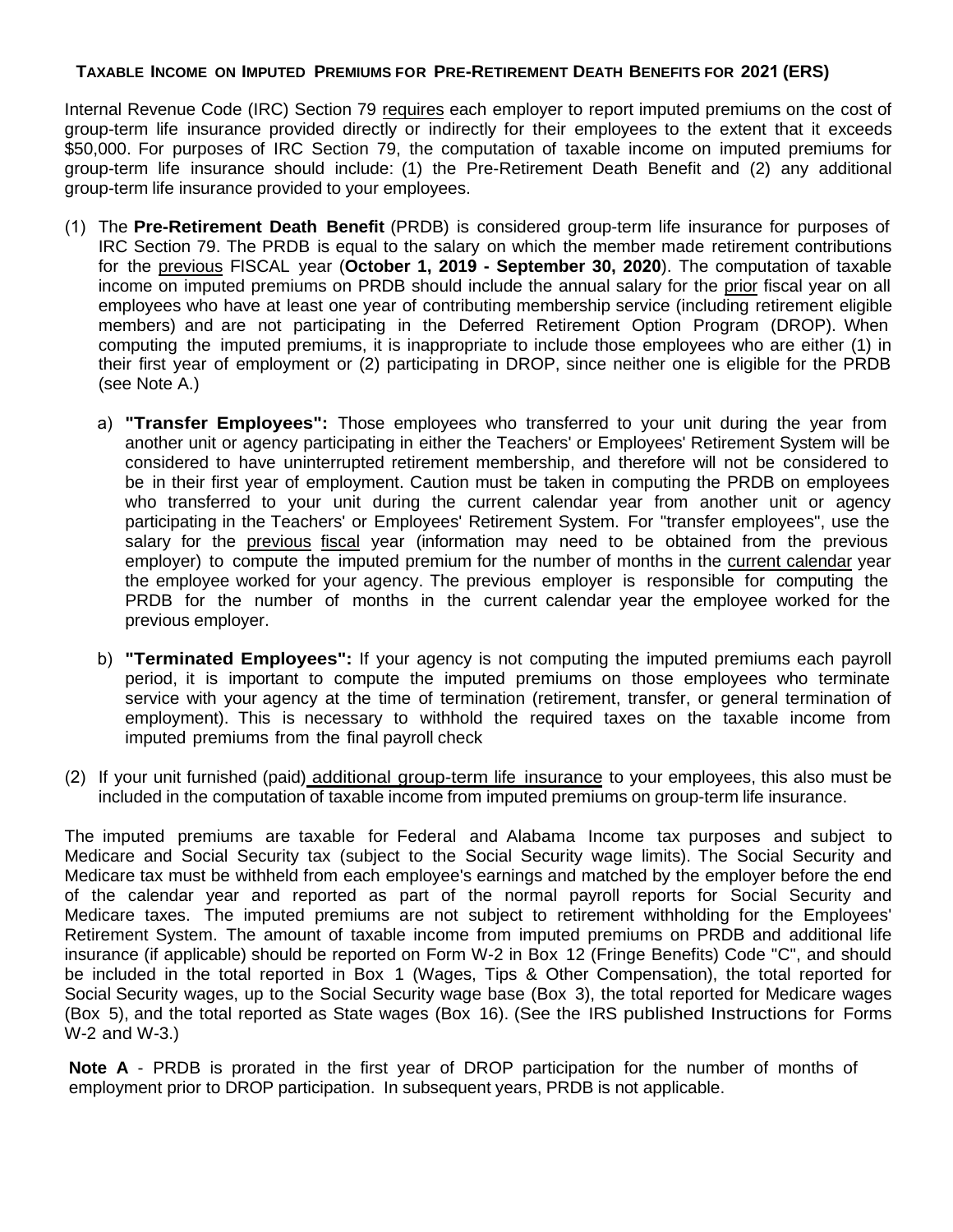## TAXABLE INCOME ON IMPUTED PREMIUMS FOR PRE-RETIREMENT DEATH BENEFITS FOR 2021 (ERS)

Internal Revenue Code (IRC) Section 79 requires each employer to report imputed premiums on the cost of group-term life insurance provided directly or indirectly for their employees to the extent that it exceeds $50,000. For purposes of IRC Section 79, the computation of taxable income on imputed premiums for group-term life insurance should include: (1) the Pre-Retirement Death Benefit and (2) any additional group-term life insurance provided to your employees.

(1) The **Pre-Retirement Death Benefit** (PRDB) is considered group-term life insurance for purposes of IRC Section 79. The PRDB is equal to the salary on which the member made retirement contributions for the previous FISCAL year (**October 1, 2019 - September 30, 2020**). The computation of taxable income on imputed premiums on PRDB should include the annual salary for the prior fiscal year on all employees who have at least one year of contributing membership service (including retirement eligible members) and are not participating in the Deferred Retirement Option Program (DROP). When computing the imputed premiums, it is inappropriate to include those employees who are either (1) in their first year of employment or (2) participating in DROP, since neither one is eligible for the PRDB (see Note A.)

   a) **"Transfer Employees":** Those employees who transferred to your unit during the year from another unit or agency participating in either the Teachers' or Employees' Retirement System will be considered to have uninterrupted retirement membership, and therefore will not be considered to be in their first year of employment. Caution must be taken in computing the PRDB on employees who transferred to your unit during the current calendar year from another unit or agency participating in the Teachers' or Employees' Retirement System. For "transfer employees", use the salary for the previous fiscal year (information may need to be obtained from the previous employer) to compute the imputed premium for the number of months in the current calendar year the employee worked for your agency. The previous employer is responsible for computing the PRDB for the number of months in the current calendar year the employee worked for the previous employer.

   b) **"Terminated Employees":** If your agency is not computing the imputed premiums each payroll period, it is important to compute the imputed premiums on those employees who terminate service with your agency at the time of termination (retirement, transfer, or general termination of employment). This is necessary to withhold the required taxes on the taxable income from imputed premiums from the final payroll check

(2) If your unit furnished (paid) additional group-term life insurance to your employees, this also must be included in the computation of taxable income from imputed premiums on group-term life insurance.

The imputed premiums are taxable for Federal and Alabama Income tax purposes and subject to Medicare and Social Security tax (subject to the Social Security wage limits). The Social Security and Medicare tax must be withheld from each employee's earnings and matched by the employer before the end of the calendar year and reported as part of the normal payroll reports for Social Security and Medicare taxes. The imputed premiums are not subject to retirement withholding for the Employees' Retirement System. The amount of taxable income from imputed premiums on PRDB and additional life insurance (if applicable) should be reported on Form W-2 in Box 12 (Fringe Benefits) Code "C", and should be included in the total reported in Box 1 (Wages, Tips & Other Compensation), the total reported for Social Security wages, up to the Social Security wage base (Box 3), the total reported for Medicare wages (Box 5), and the total reported as State wages (Box 16). (See the IRS published Instructions for Forms W-2 and W-3.)

**Note A** - PRDB is prorated in the first year of DROP participation for the number of months of employment prior to DROP participation. In subsequent years, PRDB is not applicable.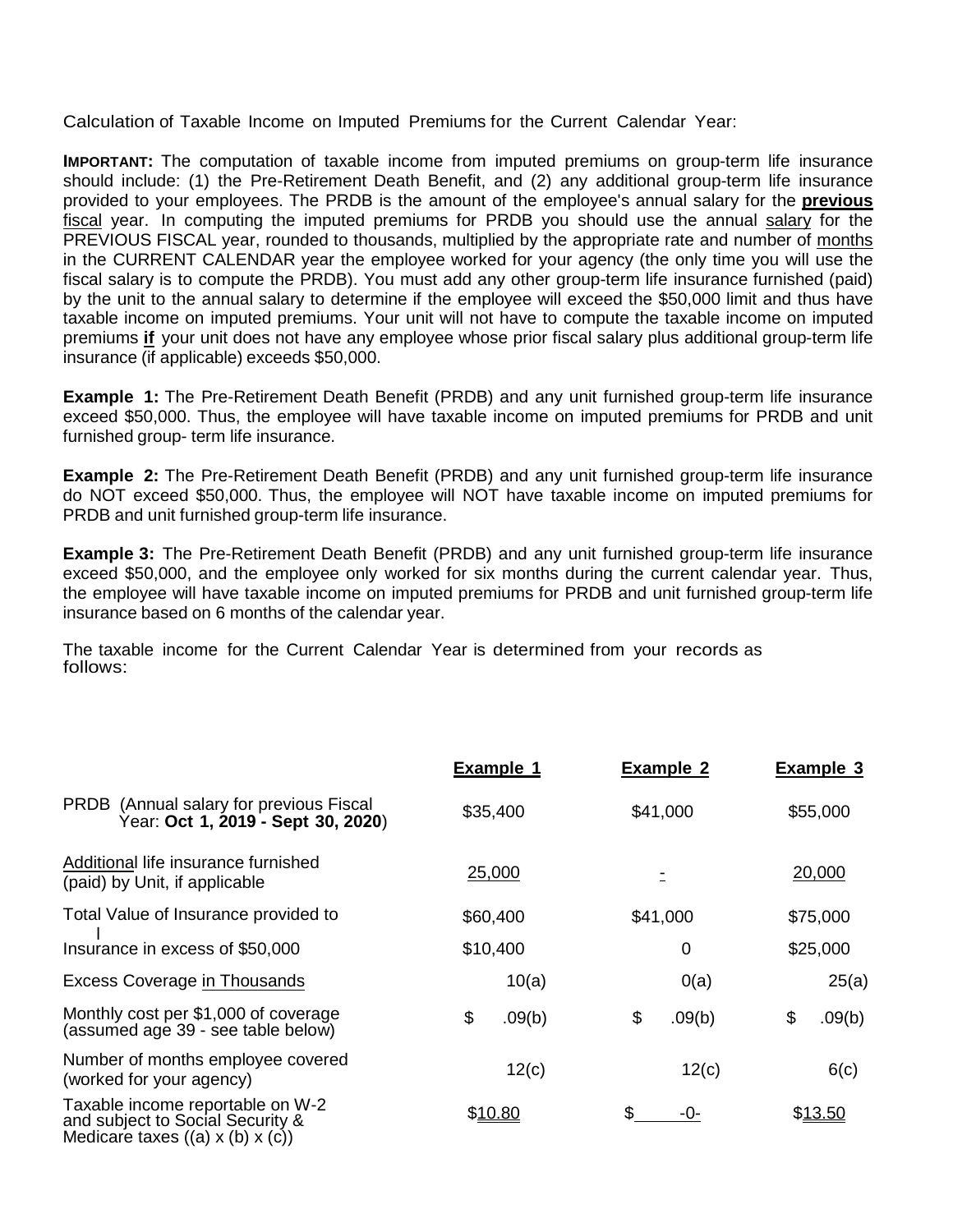Calculation of Taxable Income on Imputed Premiums for the Current Calendar Year:

**IMPORTANT:** The computation of taxable income from imputed premiums on group-term life insurance should include: (1) the Pre-Retirement Death Benefit, and (2) any additional group-term life insurance provided to your employees. The PRDB is the amount of the employee's annual salary for the **previous** fiscal year. In computing the imputed premiums for PRDB you should use the annual salary for the PREVIOUS FISCAL year, rounded to thousands, multiplied by the appropriate rate and number of months in the CURRENT CALENDAR year the employee worked for your agency (the only time you will use the fiscal salary is to compute the PRDB). You must add any other group-term life insurance furnished (paid) by the unit to the annual salary to determine if the employee will exceed the $50,000 limit and thus have taxable income on imputed premiums. Your unit will not have to compute the taxable income on imputed premiums **if** your unit does not have any employee whose prior fiscal salary plus additional group-term life insurance (if applicable) exceeds $50,000.

**Example 1:** The Pre-Retirement Death Benefit (PRDB) and any unit furnished group-term life insurance exceed $50,000. Thus, the employee will have taxable income on imputed premiums for PRDB and unit furnished group- term life insurance.

**Example 2:** The Pre-Retirement Death Benefit (PRDB) and any unit furnished group-term life insurance do NOT exceed $50,000. Thus, the employee will NOT have taxable income on imputed premiums for PRDB and unit furnished group-term life insurance.

**Example 3:** The Pre-Retirement Death Benefit (PRDB) and any unit furnished group-term life insurance exceed $50,000, and the employee only worked for six months during the current calendar year. Thus, the employee will have taxable income on imputed premiums for PRDB and unit furnished group-term life insurance based on 6 months of the calendar year.

The taxable income for the Current Calendar Year is determined from your records as follows:

| | **Example 1** | **Example 2** | **Example 3** |
|---|---|---|---|
| PRDB (Annual salary for previous Fiscal Year: **Oct 1, 2019 - Sept 30, 2020**) | $35,400 | $41,000 | $55,000 |
| Additional life insurance furnished (paid) by Unit, if applicable | 25,000 | - | 20,000 |
| Total Value of Insurance provided to | $60,400 | $41,000 | $75,000 |
| Insurance in excess of $50,000 | $10,400 | 0 | $25,000 |
| Excess Coverage in Thousands | 10(a) | 0(a) | 25(a) |
| Monthly cost per $1,000 of coverage (assumed age 39 - see table below) | $ .09(b) | $ .09(b) | $ .09(b) |
| Number of months employee covered (worked for your agency) | 12(c) | 12(c) | 6(c) |
| Taxable income reportable on W-2 and subject to Social Security & Medicare taxes ((a) x (b) x (c)) | $10.80 | $ -0- | $13.50 |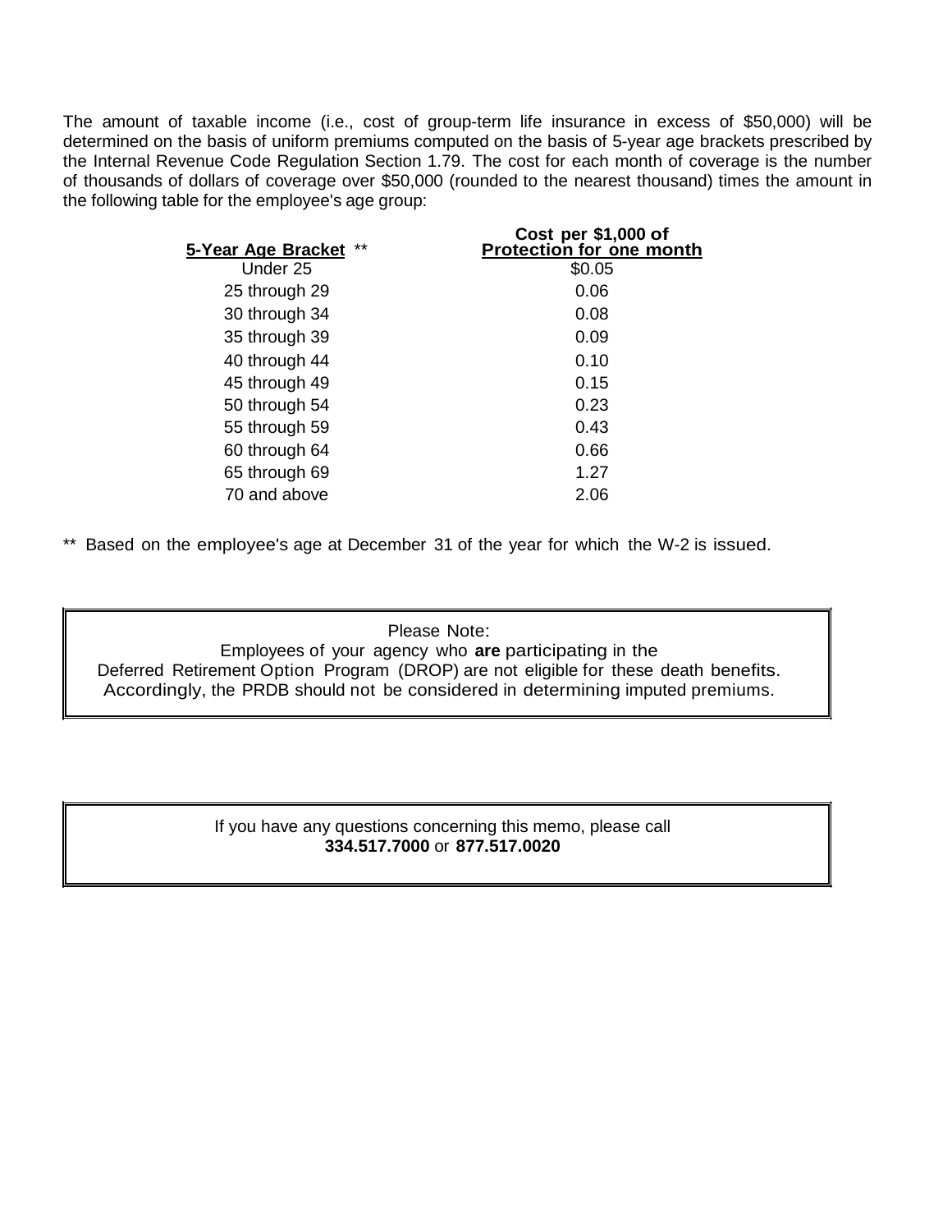The amount of taxable income (i.e., cost of group-term life insurance in excess of $50,000) will be determined on the basis of uniform premiums computed on the basis of 5-year age brackets prescribed by the Internal Revenue Code Regulation Section 1.79. The cost for each month of coverage is the number of thousands of dollars of coverage over $50,000 (rounded to the nearest thousand) times the amount in the following table for the employee's age group:

| **5-Year Age Bracket** ** | **Cost per $1,000 of Protection for one month** |
|---|---|
| Under 25 | $0.05 |
| 25 through 29 | 0.06 |
| 30 through 34 | 0.08 |
| 35 through 39 | 0.09 |
| 40 through 44 | 0.10 |
| 45 through 49 | 0.15 |
| 50 through 54 | 0.23 |
| 55 through 59 | 0.43 |
| 60 through 64 | 0.66 |
| 65 through 69 | 1.27 |
| 70 and above | 2.06 |

** Based on the employee's age at December 31 of the year for which the W-2 is issued.

Please Note:
Employees of your agency who **are** participating in the Deferred Retirement Option Program (DROP) are not eligible for these death benefits. Accordingly, the PRDB should not be considered in determining imputed premiums.

If you have any questions concerning this memo, please call **334.517.7000** or **877.517.0020**